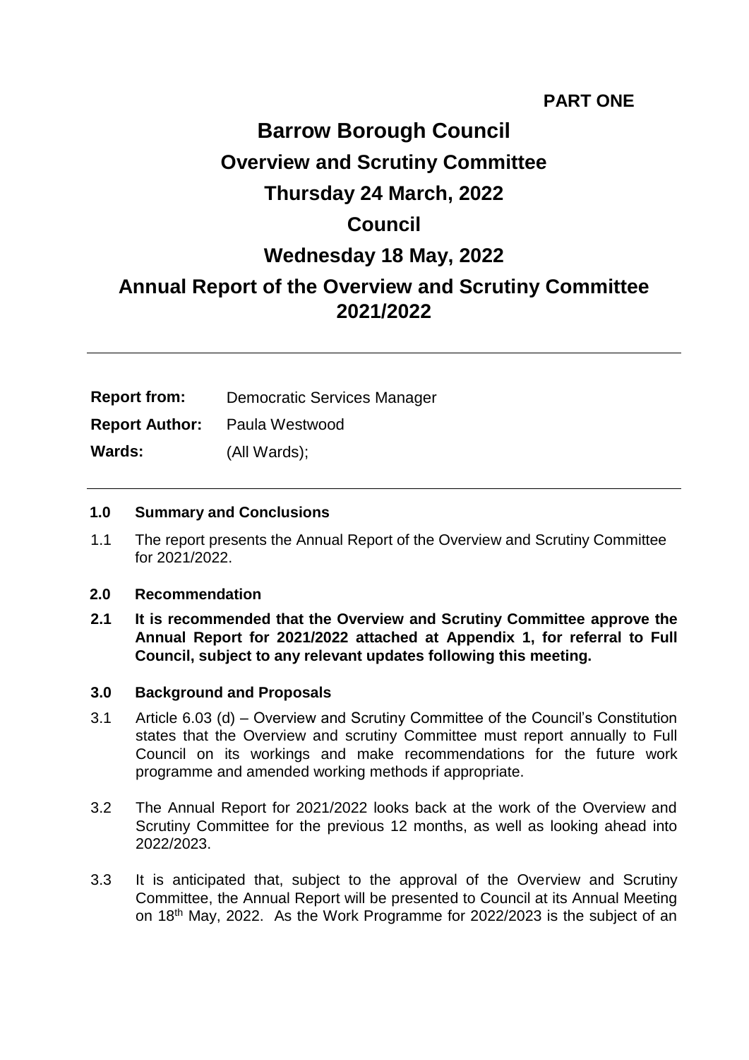**PART ONE**

# Barrow Borough Council

## Overview and Scrutiny Committee

## Thursday 24 March, 2022

## Council

## Wednesday 18 May, 2022

## Annual Report of the Overview and Scrutiny Committee 2021/2022

---

**Report from:** Democratic Services Manager

**Report Author:** Paula Westwood

**Wards:** (All Wards);

---

**1.0 Summary and Conclusions**

1.1 The report presents the Annual Report of the Overview and Scrutiny Committee for 2021/2022.

**2.0 Recommendation**

**2.1 It is recommended that the Overview and Scrutiny Committee approve the Annual Report for 2021/2022 attached at Appendix 1, for referral to Full Council, subject to any relevant updates following this meeting.**

**3.0 Background and Proposals**

3.1 Article 6.03 (d) – Overview and Scrutiny Committee of the Council's Constitution states that the Overview and scrutiny Committee must report annually to Full Council on its workings and make recommendations for the future work programme and amended working methods if appropriate.

3.2 The Annual Report for 2021/2022 looks back at the work of the Overview and Scrutiny Committee for the previous 12 months, as well as looking ahead into 2022/2023.

3.3 It is anticipated that, subject to the approval of the Overview and Scrutiny Committee, the Annual Report will be presented to Council at its Annual Meeting on 18th May, 2022. As the Work Programme for 2022/2023 is the subject of an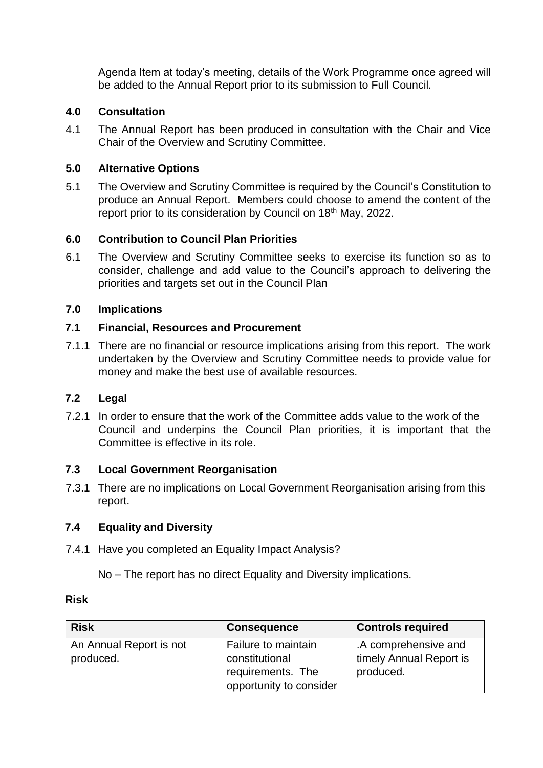Agenda Item at today's meeting, details of the Work Programme once agreed will be added to the Annual Report prior to its submission to Full Council.

## 4.0 Consultation

4.1 The Annual Report has been produced in consultation with the Chair and Vice Chair of the Overview and Scrutiny Committee.

## 5.0 Alternative Options

5.1 The Overview and Scrutiny Committee is required by the Council's Constitution to produce an Annual Report. Members could choose to amend the content of the report prior to its consideration by Council on 18th May, 2022.

## 6.0 Contribution to Council Plan Priorities

6.1 The Overview and Scrutiny Committee seeks to exercise its function so as to consider, challenge and add value to the Council's approach to delivering the priorities and targets set out in the Council Plan

## 7.0 Implications

### 7.1 Financial, Resources and Procurement

7.1.1 There are no financial or resource implications arising from this report. The work undertaken by the Overview and Scrutiny Committee needs to provide value for money and make the best use of available resources.

### 7.2 Legal

7.2.1 In order to ensure that the work of the Committee adds value to the work of the Council and underpins the Council Plan priorities, it is important that the Committee is effective in its role.

### 7.3 Local Government Reorganisation

7.3.1 There are no implications on Local Government Reorganisation arising from this report.

### 7.4 Equality and Diversity

7.4.1 Have you completed an Equality Impact Analysis?

No – The report has no direct Equality and Diversity implications.

**Risk**

| Risk | Consequence | Controls required |
|---|---|---|
| An Annual Report is not produced. | Failure to maintain constitutional requirements. The opportunity to consider | .A comprehensive and timely Annual Report is produced. |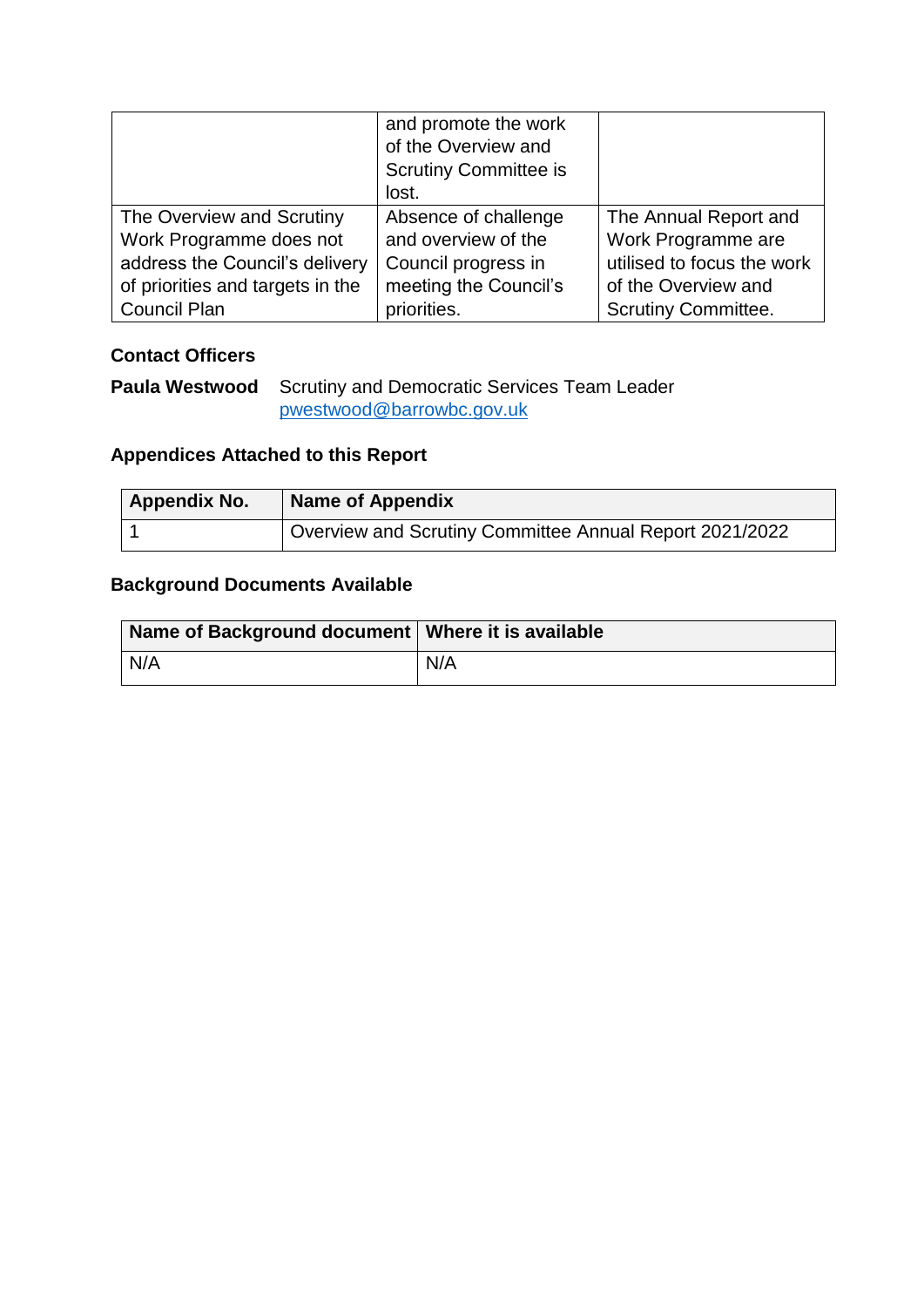| | | |
|---|---|---|
| | and promote the work of the Overview and Scrutiny Committee is lost. | |
| The Overview and Scrutiny Work Programme does not address the Council's delivery of priorities and targets in the Council Plan | Absence of challenge and overview of the Council progress in meeting the Council's priorities. | The Annual Report and Work Programme are utilised to focus the work of the Overview and Scrutiny Committee. |

**Contact Officers**

**Paula Westwood** Scrutiny and Democratic Services Team Leader
pwestwood@barrowbc.gov.uk

**Appendices Attached to this Report**

| Appendix No. | Name of Appendix |
|---|---|
| 1 | Overview and Scrutiny Committee Annual Report 2021/2022 |

**Background Documents Available**

| Name of Background document | Where it is available |
|---|---|
| N/A | N/A |